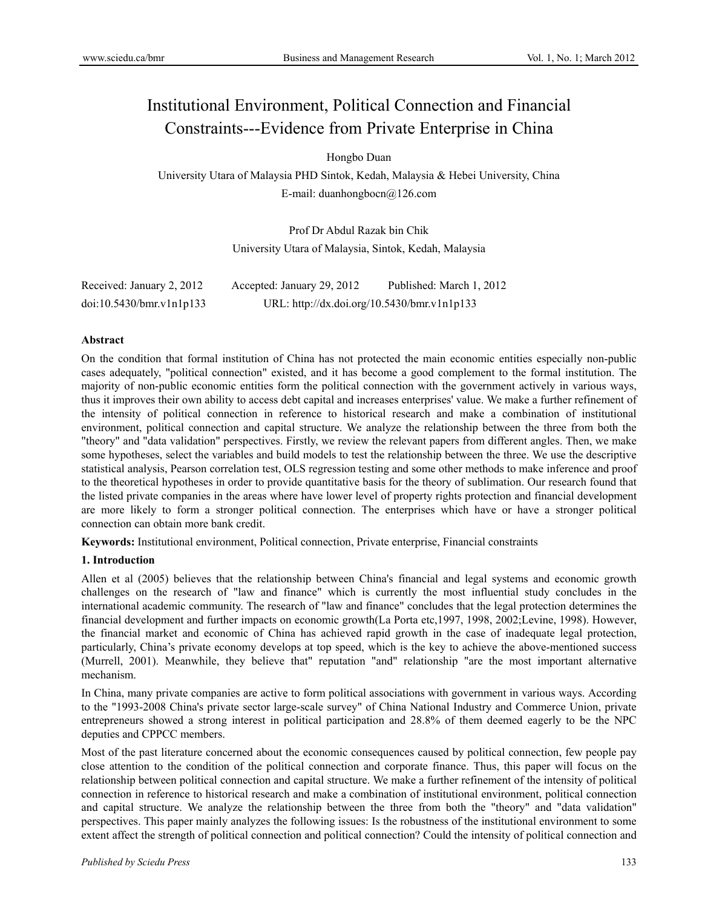# Institutional Environment, Political Connection and Financial Constraints---Evidence from Private Enterprise in China

Hongbo Duan

University Utara of Malaysia PHD Sintok, Kedah, Malaysia & Hebei University, China

E-mail: duanhongbocn@126.com

Prof Dr Abdul Razak bin Chik

University Utara of Malaysia, Sintok, Kedah, Malaysia

Received: January 2, 2012 Accepted: January 29, 2012 Published: March 1, 2012

doi:10.5430/bmr.v1n1p133 URL: http://dx.doi.org/10.5430/bmr.v1n1p133

## Abstract

On the condition that formal institution of China has not protected the main economic entities especially non-public cases adequately, "political connection" existed, and it has become a good complement to the formal institution. The majority of non-public economic entities form the political connection with the government actively in various ways, thus it improves their own ability to access debt capital and increases enterprises' value. We make a further refinement of the intensity of political connection in reference to historical research and make a combination of institutional environment, political connection and capital structure. We analyze the relationship between the three from both the "theory" and "data validation" perspectives. Firstly, we review the relevant papers from different angles. Then, we make some hypotheses, select the variables and build models to test the relationship between the three. We use the descriptive statistical analysis, Pearson correlation test, OLS regression testing and some other methods to make inference and proof to the theoretical hypotheses in order to provide quantitative basis for the theory of sublimation. Our research found that the listed private companies in the areas where have lower level of property rights protection and financial development are more likely to form a stronger political connection. The enterprises which have or have a stronger political connection can obtain more bank credit.

**Keywords:** Institutional environment, Political connection, Private enterprise, Financial constraints

## 1. Introduction

Allen et al (2005) believes that the relationship between China's financial and legal systems and economic growth challenges on the research of "law and finance" which is currently the most influential study concludes in the international academic community. The research of "law and finance" concludes that the legal protection determines the financial development and further impacts on economic growth(La Porta etc,1997, 1998, 2002;Levine, 1998). However, the financial market and economic of China has achieved rapid growth in the case of inadequate legal protection, particularly, China's private economy develops at top speed, which is the key to achieve the above-mentioned success (Murrell, 2001). Meanwhile, they believe that" reputation "and" relationship "are the most important alternative mechanism.

In China, many private companies are active to form political associations with government in various ways. According to the "1993-2008 China's private sector large-scale survey" of China National Industry and Commerce Union, private entrepreneurs showed a strong interest in political participation and 28.8% of them deemed eagerly to be the NPC deputies and CPPCC members.

Most of the past literature concerned about the economic consequences caused by political connection, few people pay close attention to the condition of the political connection and corporate finance. Thus, this paper will focus on the relationship between political connection and capital structure. We make a further refinement of the intensity of political connection in reference to historical research and make a combination of institutional environment, political connection and capital structure. We analyze the relationship between the three from both the "theory" and "data validation" perspectives. This paper mainly analyzes the following issues: Is the robustness of the institutional environment to some extent affect the strength of political connection and political connection? Could the intensity of political connection and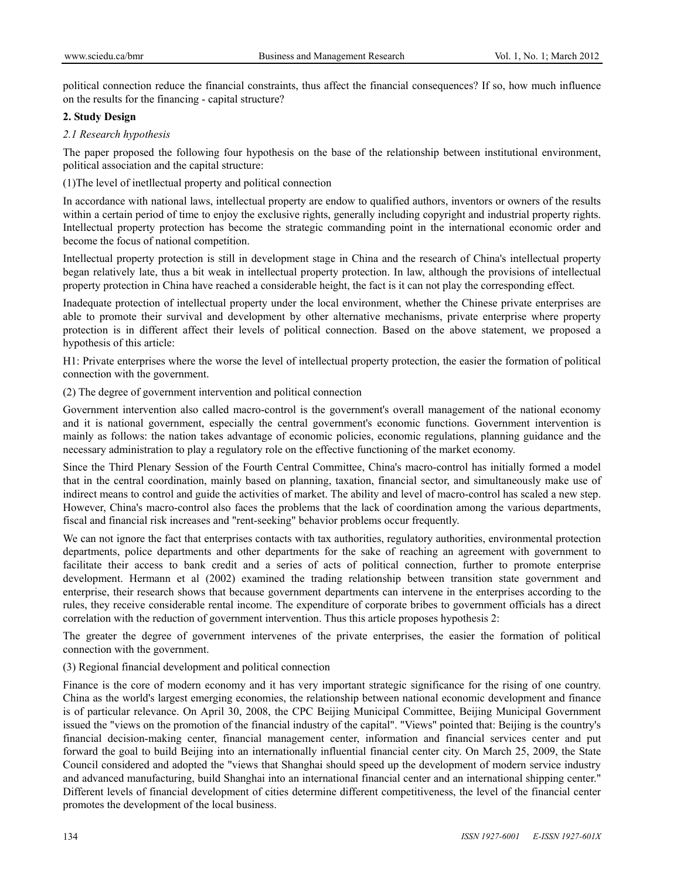political connection reduce the financial constraints, thus affect the financial consequences? If so, how much influence on the results for the financing - capital structure?

## 2. Study Design

### *2.1 Research hypothesis*

The paper proposed the following four hypothesis on the base of the relationship between institutional environment, political association and the capital structure:

(1)The level of inetllectual property and political connection

In accordance with national laws, intellectual property are endow to qualified authors, inventors or owners of the results within a certain period of time to enjoy the exclusive rights, generally including copyright and industrial property rights. Intellectual property protection has become the strategic commanding point in the international economic order and become the focus of national competition.

Intellectual property protection is still in development stage in China and the research of China's intellectual property began relatively late, thus a bit weak in intellectual property protection. In law, although the provisions of intellectual property protection in China have reached a considerable height, the fact is it can not play the corresponding effect.

Inadequate protection of intellectual property under the local environment, whether the Chinese private enterprises are able to promote their survival and development by other alternative mechanisms, private enterprise where property protection is in different affect their levels of political connection. Based on the above statement, we proposed a hypothesis of this article:

H1: Private enterprises where the worse the level of intellectual property protection, the easier the formation of political connection with the government.

(2) The degree of government intervention and political connection

Government intervention also called macro-control is the government's overall management of the national economy and it is national government, especially the central government's economic functions. Government intervention is mainly as follows: the nation takes advantage of economic policies, economic regulations, planning guidance and the necessary administration to play a regulatory role on the effective functioning of the market economy.

Since the Third Plenary Session of the Fourth Central Committee, China's macro-control has initially formed a model that in the central coordination, mainly based on planning, taxation, financial sector, and simultaneously make use of indirect means to control and guide the activities of market. The ability and level of macro-control has scaled a new step. However, China's macro-control also faces the problems that the lack of coordination among the various departments, fiscal and financial risk increases and "rent-seeking" behavior problems occur frequently.

We can not ignore the fact that enterprises contacts with tax authorities, regulatory authorities, environmental protection departments, police departments and other departments for the sake of reaching an agreement with government to facilitate their access to bank credit and a series of acts of political connection, further to promote enterprise development. Hermann et al (2002) examined the trading relationship between transition state government and enterprise, their research shows that because government departments can intervene in the enterprises according to the rules, they receive considerable rental income. The expenditure of corporate bribes to government officials has a direct correlation with the reduction of government intervention. Thus this article proposes hypothesis 2:

The greater the degree of government intervenes of the private enterprises, the easier the formation of political connection with the government.

(3) Regional financial development and political connection

Finance is the core of modern economy and it has very important strategic significance for the rising of one country. China as the world's largest emerging economies, the relationship between national economic development and finance is of particular relevance. On April 30, 2008, the CPC Beijing Municipal Committee, Beijing Municipal Government issued the "views on the promotion of the financial industry of the capital". "Views" pointed that: Beijing is the country's financial decision-making center, financial management center, information and financial services center and put forward the goal to build Beijing into an internationally influential financial center city. On March 25, 2009, the State Council considered and adopted the "views that Shanghai should speed up the development of modern service industry and advanced manufacturing, build Shanghai into an international financial center and an international shipping center." Different levels of financial development of cities determine different competitiveness, the level of the financial center promotes the development of the local business.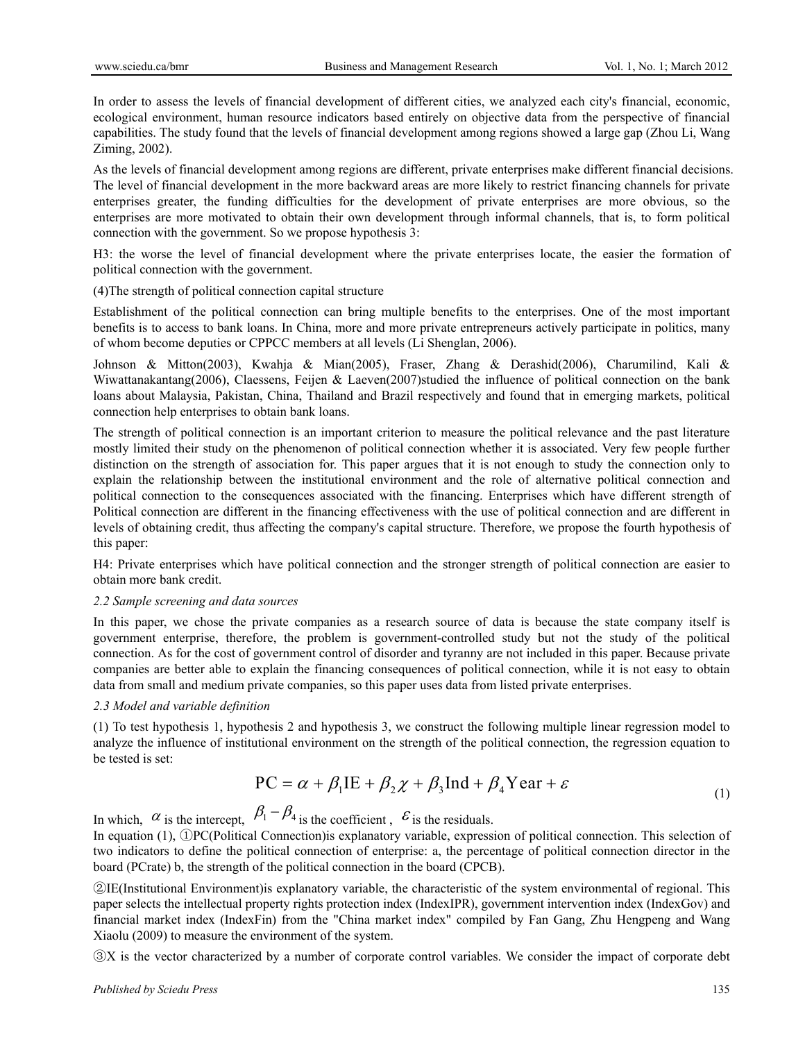In order to assess the levels of financial development of different cities, we analyzed each city's financial, economic, ecological environment, human resource indicators based entirely on objective data from the perspective of financial capabilities. The study found that the levels of financial development among regions showed a large gap (Zhou Li, Wang Ziming, 2002).

As the levels of financial development among regions are different, private enterprises make different financial decisions. The level of financial development in the more backward areas are more likely to restrict financing channels for private enterprises greater, the funding difficulties for the development of private enterprises are more obvious, so the enterprises are more motivated to obtain their own development through informal channels, that is, to form political connection with the government. So we propose hypothesis 3:

H3: the worse the level of financial development where the private enterprises locate, the easier the formation of political connection with the government.

(4)The strength of political connection capital structure

Establishment of the political connection can bring multiple benefits to the enterprises. One of the most important benefits is to access to bank loans. In China, more and more private entrepreneurs actively participate in politics, many of whom become deputies or CPPCC members at all levels (Li Shenglan, 2006).

Johnson & Mitton(2003), Kwahja & Mian(2005), Fraser, Zhang & Derashid(2006), Charumilind, Kali & Wiwattanakantang(2006), Claessens, Feijen & Laeven(2007)studied the influence of political connection on the bank loans about Malaysia, Pakistan, China, Thailand and Brazil respectively and found that in emerging markets, political connection help enterprises to obtain bank loans.

The strength of political connection is an important criterion to measure the political relevance and the past literature mostly limited their study on the phenomenon of political connection whether it is associated. Very few people further distinction on the strength of association for. This paper argues that it is not enough to study the connection only to explain the relationship between the institutional environment and the role of alternative political connection and political connection to the consequences associated with the financing. Enterprises which have different strength of Political connection are different in the financing effectiveness with the use of political connection and are different in levels of obtaining credit, thus affecting the company's capital structure. Therefore, we propose the fourth hypothesis of this paper:

H4: Private enterprises which have political connection and the stronger strength of political connection are easier to obtain more bank credit.

### *2.2 Sample screening and data sources*

In this paper, we chose the private companies as a research source of data is because the state company itself is government enterprise, therefore, the problem is government-controlled study but not the study of the political connection. As for the cost of government control of disorder and tyranny are not included in this paper. Because private companies are better able to explain the financing consequences of political connection, while it is not easy to obtain data from small and medium private companies, so this paper uses data from listed private enterprises.

### *2.3 Model and variable definition*

(1) To test hypothesis 1, hypothesis 2 and hypothesis 3, we construct the following multiple linear regression model to analyze the influence of institutional environment on the strength of the political connection, the regression equation to be tested is set:

$$\mathrm{PC} = \alpha + \beta_1 \mathrm{IE} + \beta_2 \chi + \beta_3 \mathrm{Ind} + \beta_4 \mathrm{Year} + \varepsilon \tag{1}$$

In which, $\alpha$ is the intercept, $\beta_1 - \beta_4$ is the coefficient , $\varepsilon$ is the residuals.

In equation (1), ①PC(Political Connection)is explanatory variable, expression of political connection. This selection of two indicators to define the political connection of enterprise: a, the percentage of political connection director in the board (PCrate) b, the strength of the political connection in the board (CPCB).

②IE(Institutional Environment)is explanatory variable, the characteristic of the system environmental of regional. This paper selects the intellectual property rights protection index (IndexIPR), government intervention index (IndexGov) and financial market index (IndexFin) from the "China market index" compiled by Fan Gang, Zhu Hengpeng and Wang Xiaolu (2009) to measure the environment of the system.

③X is the vector characterized by a number of corporate control variables. We consider the impact of corporate debt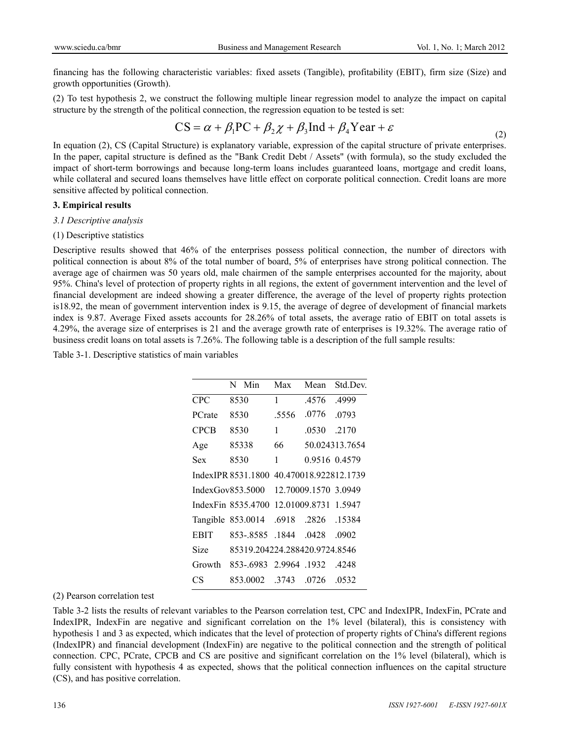financing has the following characteristic variables: fixed assets (Tangible), profitability (EBIT), firm size (Size) and growth opportunities (Growth).

(2) To test hypothesis 2, we construct the following multiple linear regression model to analyze the impact on capital structure by the strength of the political connection, the regression equation to be tested is set:

$$\mathrm{CS} = \alpha + \beta_1 \mathrm{PC} + \beta_2 \chi + \beta_3 \mathrm{Ind} + \beta_4 \mathrm{Year} + \varepsilon \tag{2}$$

In equation (2), CS (Capital Structure) is explanatory variable, expression of the capital structure of private enterprises. In the paper, capital structure is defined as the "Bank Credit Debt / Assets" (with formula), so the study excluded the impact of short-term borrowings and because long-term loans includes guaranteed loans, mortgage and credit loans, while collateral and secured loans themselves have little effect on corporate political connection. Credit loans are more sensitive affected by political connection.

**3. Empirical results**

*3.1 Descriptive analysis*

(1) Descriptive statistics

Descriptive results showed that 46% of the enterprises possess political connection, the number of directors with political connection is about 8% of the total number of board, 5% of enterprises have strong political connection. The average age of chairmen was 50 years old, male chairmen of the sample enterprises accounted for the majority, about 95%. China's level of protection of property rights in all regions, the extent of government intervention and the level of financial development are indeed showing a greater difference, the average of the level of property rights protection is18.92, the mean of government intervention index is 9.15, the average of degree of development of financial markets index is 9.87. Average Fixed assets accounts for 28.26% of total assets, the average ratio of EBIT on total assets is 4.29%, the average size of enterprises is 21 and the average growth rate of enterprises is 19.32%. The average ratio of business credit loans on total assets is 7.26%. The following table is a description of the full sample results:

Table 3-1. Descriptive statistics of main variables

| | N | Min | Max | Mean | Std.Dev. |
|---|---|---|---|---|---|
| CPC | 853 | 0 | 1 | .4576 | .4999 |
| PCrate | 853 | 0 | .5556 | .0776 | .0793 |
| CPCB | 853 | 0 | 1 | .0530 | .2170 |
| Age | 853 | 38 | 66 | 50.0243 | 13.7654 |
| Sex | 853 | 0 | 1 | 0.9516 | 0.4579 |
| IndexIPR | 853 | 1.1800 | 40.4700 | 18.9228 | 12.1739 |
| IndexGov | 853 | .5000 | 12.7000 | 9.1570 | 3.0949 |
| IndexFin | 853 | 5.4700 | 12.0100 | 9.8731 | 1.5947 |
| Tangible | 853 | .0014 | .6918 | .2826 | .15384 |
| EBIT | 853 | -.8585 | .1844 | .0428 | .0902 |
| Size | 853 | 19.2042 | 24.2884 | 20.9724 | .8546 |
| Growth | 853 | -.6983 | 2.9964 | .1932 | .4248 |
| CS | 853 | .0002 | .3743 | .0726 | .0532 |

(2) Pearson correlation test

Table 3-2 lists the results of relevant variables to the Pearson correlation test, CPC and IndexIPR, IndexFin, PCrate and IndexIPR, IndexFin are negative and significant correlation on the 1% level (bilateral), this is consistency with hypothesis 1 and 3 as expected, which indicates that the level of protection of property rights of China's different regions (IndexIPR) and financial development (IndexFin) are negative to the political connection and the strength of political connection. CPC, PCrate, CPCB and CS are positive and significant correlation on the 1% level (bilateral), which is fully consistent with hypothesis 4 as expected, shows that the political connection influences on the capital structure (CS), and has positive correlation.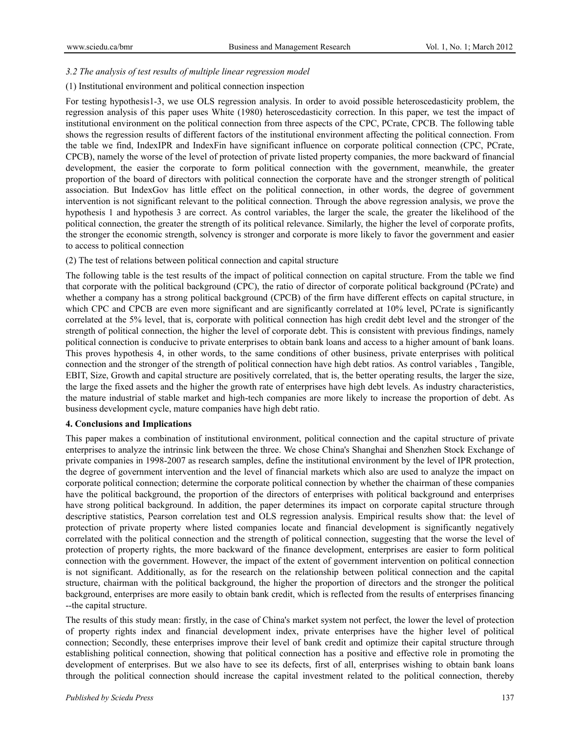*3.2 The analysis of test results of multiple linear regression model*

(1) Institutional environment and political connection inspection

For testing hypothesis1-3, we use OLS regression analysis. In order to avoid possible heteroscedasticity problem, the regression analysis of this paper uses White (1980) heteroscedasticity correction. In this paper, we test the impact of institutional environment on the political connection from three aspects of the CPC, PCrate, CPCB. The following table shows the regression results of different factors of the institutional environment affecting the political connection. From the table we find, IndexIPR and IndexFin have significant influence on corporate political connection (CPC, PCrate, CPCB), namely the worse of the level of protection of private listed property companies, the more backward of financial development, the easier the corporate to form political connection with the government, meanwhile, the greater proportion of the board of directors with political connection the corporate have and the stronger strength of political association. But IndexGov has little effect on the political connection, in other words, the degree of government intervention is not significant relevant to the political connection. Through the above regression analysis, we prove the hypothesis 1 and hypothesis 3 are correct. As control variables, the larger the scale, the greater the likelihood of the political connection, the greater the strength of its political relevance. Similarly, the higher the level of corporate profits, the stronger the economic strength, solvency is stronger and corporate is more likely to favor the government and easier to access to political connection

(2) The test of relations between political connection and capital structure

The following table is the test results of the impact of political connection on capital structure. From the table we find that corporate with the political background (CPC), the ratio of director of corporate political background (PCrate) and whether a company has a strong political background (CPCB) of the firm have different effects on capital structure, in which CPC and CPCB are even more significant and are significantly correlated at 10% level, PCrate is significantly correlated at the 5% level, that is, corporate with political connection has high credit debt level and the stronger of the strength of political connection, the higher the level of corporate debt. This is consistent with previous findings, namely political connection is conducive to private enterprises to obtain bank loans and access to a higher amount of bank loans. This proves hypothesis 4, in other words, to the same conditions of other business, private enterprises with political connection and the stronger of the strength of political connection have high debt ratios. As control variables , Tangible, EBIT, Size, Growth and capital structure are positively correlated, that is, the better operating results, the larger the size, the large the fixed assets and the higher the growth rate of enterprises have high debt levels. As industry characteristics, the mature industrial of stable market and high-tech companies are more likely to increase the proportion of debt. As business development cycle, mature companies have high debt ratio.

## 4. Conclusions and Implications

This paper makes a combination of institutional environment, political connection and the capital structure of private enterprises to analyze the intrinsic link between the three. We chose China's Shanghai and Shenzhen Stock Exchange of private companies in 1998-2007 as research samples, define the institutional environment by the level of IPR protection, the degree of government intervention and the level of financial markets which also are used to analyze the impact on corporate political connection; determine the corporate political connection by whether the chairman of these companies have the political background, the proportion of the directors of enterprises with political background and enterprises have strong political background. In addition, the paper determines its impact on corporate capital structure through descriptive statistics, Pearson correlation test and OLS regression analysis. Empirical results show that: the level of protection of private property where listed companies locate and financial development is significantly negatively correlated with the political connection and the strength of political connection, suggesting that the worse the level of protection of property rights, the more backward of the finance development, enterprises are easier to form political connection with the government. However, the impact of the extent of government intervention on political connection is not significant. Additionally, as for the research on the relationship between political connection and the capital structure, chairman with the political background, the higher the proportion of directors and the stronger the political background, enterprises are more easily to obtain bank credit, which is reflected from the results of enterprises financing --the capital structure.

The results of this study mean: firstly, in the case of China's market system not perfect, the lower the level of protection of property rights index and financial development index, private enterprises have the higher level of political connection; Secondly, these enterprises improve their level of bank credit and optimize their capital structure through establishing political connection, showing that political connection has a positive and effective role in promoting the development of enterprises. But we also have to see its defects, first of all, enterprises wishing to obtain bank loans through the political connection should increase the capital investment related to the political connection, thereby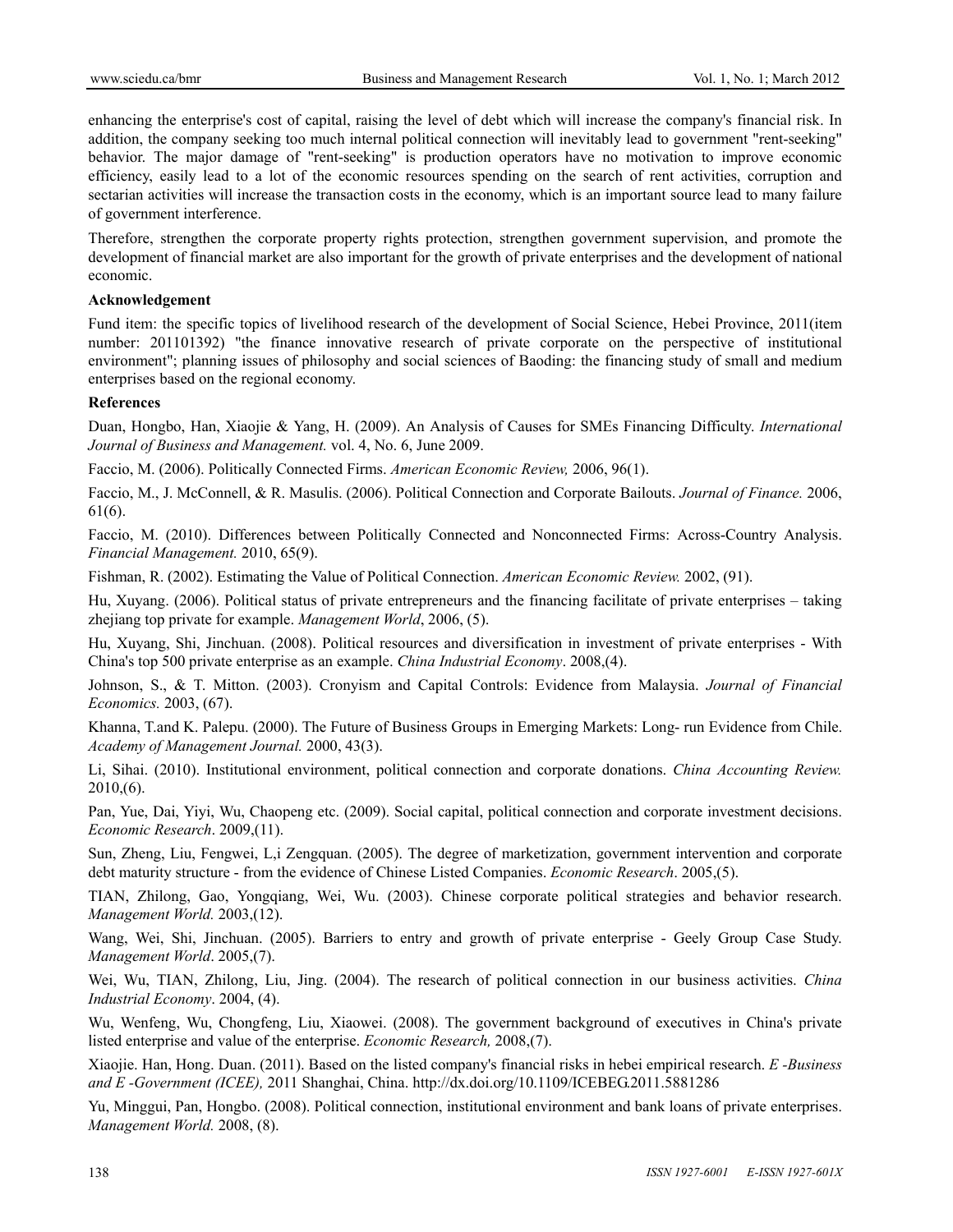enhancing the enterprise's cost of capital, raising the level of debt which will increase the company's financial risk. In addition, the company seeking too much internal political connection will inevitably lead to government "rent-seeking" behavior. The major damage of "rent-seeking" is production operators have no motivation to improve economic efficiency, easily lead to a lot of the economic resources spending on the search of rent activities, corruption and sectarian activities will increase the transaction costs in the economy, which is an important source lead to many failure of government interference.

Therefore, strengthen the corporate property rights protection, strengthen government supervision, and promote the development of financial market are also important for the growth of private enterprises and the development of national economic.

**Acknowledgement**

Fund item: the specific topics of livelihood research of the development of Social Science, Hebei Province, 2011(item number: 201101392) "the finance innovative research of private corporate on the perspective of institutional environment"; planning issues of philosophy and social sciences of Baoding: the financing study of small and medium enterprises based on the regional economy.

**References**

Duan, Hongbo, Han, Xiaojie & Yang, H. (2009). An Analysis of Causes for SMEs Financing Difficulty. *International Journal of Business and Management.* vol. 4, No. 6, June 2009.

Faccio, M. (2006). Politically Connected Firms. *American Economic Review,* 2006, 96(1).

Faccio, M., J. McConnell, & R. Masulis. (2006). Political Connection and Corporate Bailouts. *Journal of Finance.* 2006, 61(6).

Faccio, M. (2010). Differences between Politically Connected and Nonconnected Firms: Across-Country Analysis. *Financial Management.* 2010, 65(9).

Fishman, R. (2002). Estimating the Value of Political Connection. *American Economic Review.* 2002, (91).

Hu, Xuyang. (2006). Political status of private entrepreneurs and the financing facilitate of private enterprises – taking zhejiang top private for example. *Management World*, 2006, (5).

Hu, Xuyang, Shi, Jinchuan. (2008). Political resources and diversification in investment of private enterprises - With China's top 500 private enterprise as an example. *China Industrial Economy*. 2008,(4).

Johnson, S., & T. Mitton. (2003). Cronyism and Capital Controls: Evidence from Malaysia. *Journal of Financial Economics.* 2003, (67).

Khanna, T.and K. Palepu. (2000). The Future of Business Groups in Emerging Markets: Long- run Evidence from Chile. *Academy of Management Journal.* 2000, 43(3).

Li, Sihai. (2010). Institutional environment, political connection and corporate donations. *China Accounting Review.* 2010,(6).

Pan, Yue, Dai, Yiyi, Wu, Chaopeng etc. (2009). Social capital, political connection and corporate investment decisions. *Economic Research*. 2009,(11).

Sun, Zheng, Liu, Fengwei, L,i Zengquan. (2005). The degree of marketization, government intervention and corporate debt maturity structure - from the evidence of Chinese Listed Companies. *Economic Research*. 2005,(5).

TIAN, Zhilong, Gao, Yongqiang, Wei, Wu. (2003). Chinese corporate political strategies and behavior research. *Management World.* 2003,(12).

Wang, Wei, Shi, Jinchuan. (2005). Barriers to entry and growth of private enterprise - Geely Group Case Study. *Management World*. 2005,(7).

Wei, Wu, TIAN, Zhilong, Liu, Jing. (2004). The research of political connection in our business activities. *China Industrial Economy*. 2004, (4).

Wu, Wenfeng, Wu, Chongfeng, Liu, Xiaowei. (2008). The government background of executives in China's private listed enterprise and value of the enterprise. *Economic Research,* 2008,(7).

Xiaojie. Han, Hong. Duan. (2011). Based on the listed company's financial risks in hebei empirical research. *E -Business and E -Government (ICEE),* 2011 Shanghai, China. http://dx.doi.org/10.1109/ICEBEG.2011.5881286

Yu, Minggui, Pan, Hongbo. (2008). Political connection, institutional environment and bank loans of private enterprises. *Management World.* 2008, (8).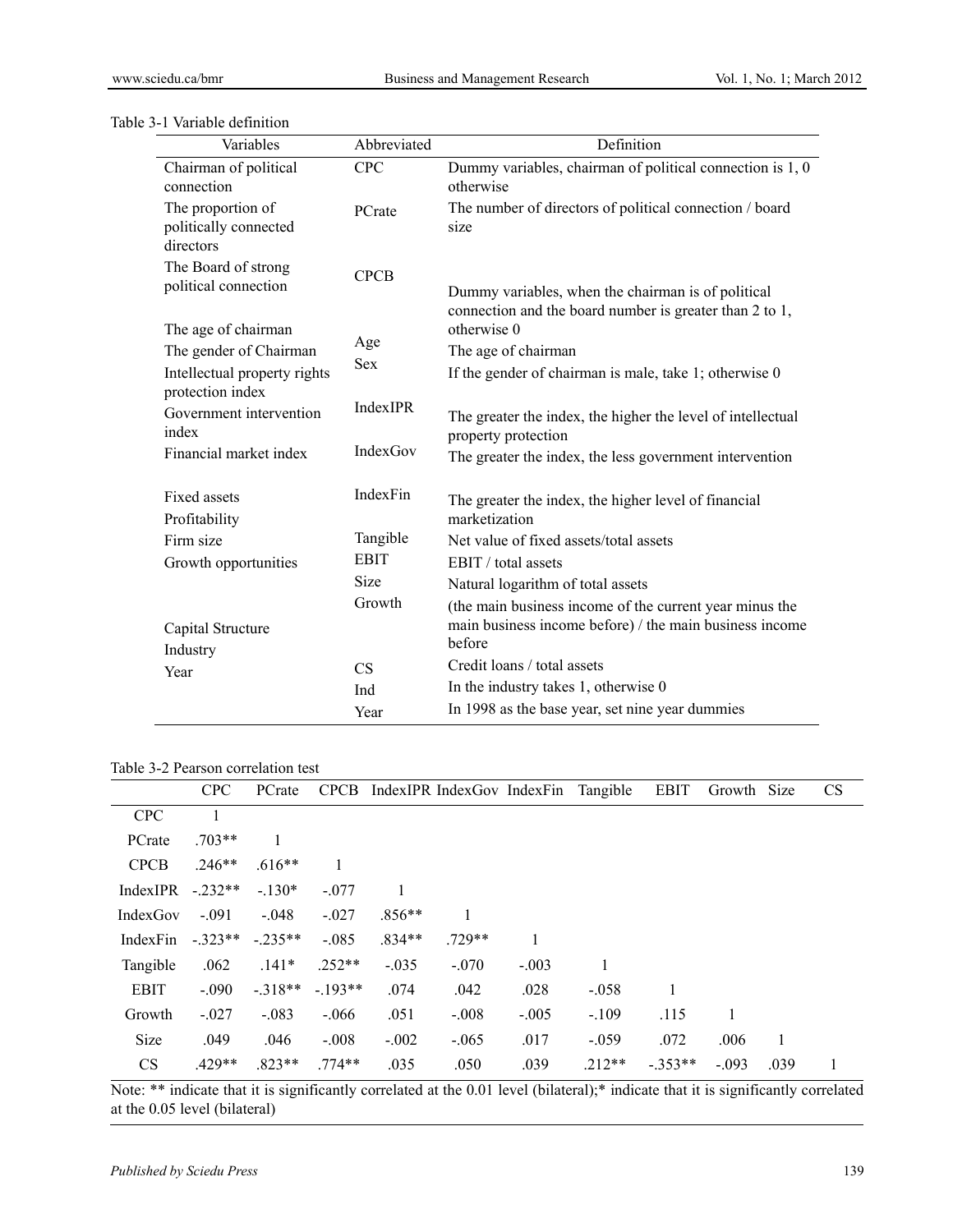Table 3-1 Variable definition

| Variables | Abbreviated | Definition |
|---|---|---|
| Chairman of political connection | CPC | Dummy variables, chairman of political connection is 1, 0 otherwise |
| The proportion of politically connected directors | PCrate | The number of directors of political connection / board size |
| The Board of strong political connection | CPCB | Dummy variables, when the chairman is of political connection and the board number is greater than 2 to 1, otherwise 0 |
| The age of chairman | Age | The age of chairman |
| The gender of Chairman | Sex | If the gender of chairman is male, take 1; otherwise 0 |
| Intellectual property rights protection index | IndexIPR | The greater the index, the higher the level of intellectual property protection |
| Government intervention index | IndexGov | The greater the index, the less government intervention |
| Financial market index | IndexFin | The greater the index, the higher level of financial marketization |
| Fixed assets | Tangible | Net value of fixed assets/total assets |
| Profitability | EBIT | EBIT / total assets |
| Firm size | Size | Natural logarithm of total assets |
| Growth opportunities | Growth | (the main business income of the current year minus the main business income before) / the main business income before |
| Capital Structure | CS | Credit loans / total assets |
| Industry | Ind | In the industry takes 1, otherwise 0 |
| Year | Year | In 1998 as the base year, set nine year dummies |

Table 3-2 Pearson correlation test

| | CPC | PCrate | CPCB | IndexIPR | IndexGov | IndexFin | Tangible | EBIT | Growth | Size | CS |
|---|---|---|---|---|---|---|---|---|---|---|---|
| CPC | 1 | | | | | | | | | | |
| PCrate | .703** | 1 | | | | | | | | | |
| CPCB | .246** | .616** | 1 | | | | | | | | |
| IndexIPR | -.232** | -.130* | -.077 | 1 | | | | | | | |
| IndexGov | -.091 | -.048 | -.027 | .856** | 1 | | | | | | |
| IndexFin | -.323** | -.235** | -.085 | .834** | .729** | 1 | | | | | |
| Tangible | .062 | .141* | .252** | -.035 | -.070 | -.003 | 1 | | | | |
| EBIT | -.090 | -.318** | -.193** | .074 | .042 | .028 | -.058 | 1 | | | |
| Growth | -.027 | -.083 | -.066 | .051 | -.008 | -.005 | -.109 | .115 | 1 | | |
| Size | .049 | .046 | -.008 | -.002 | -.065 | .017 | -.059 | .072 | .006 | 1 | |
| CS | .429** | .823** | .774** | .035 | .050 | .039 | .212** | -.353** | -.093 | .039 | 1 |

Note: ** indicate that it is significantly correlated at the 0.01 level (bilateral);* indicate that it is significantly correlated at the 0.05 level (bilateral)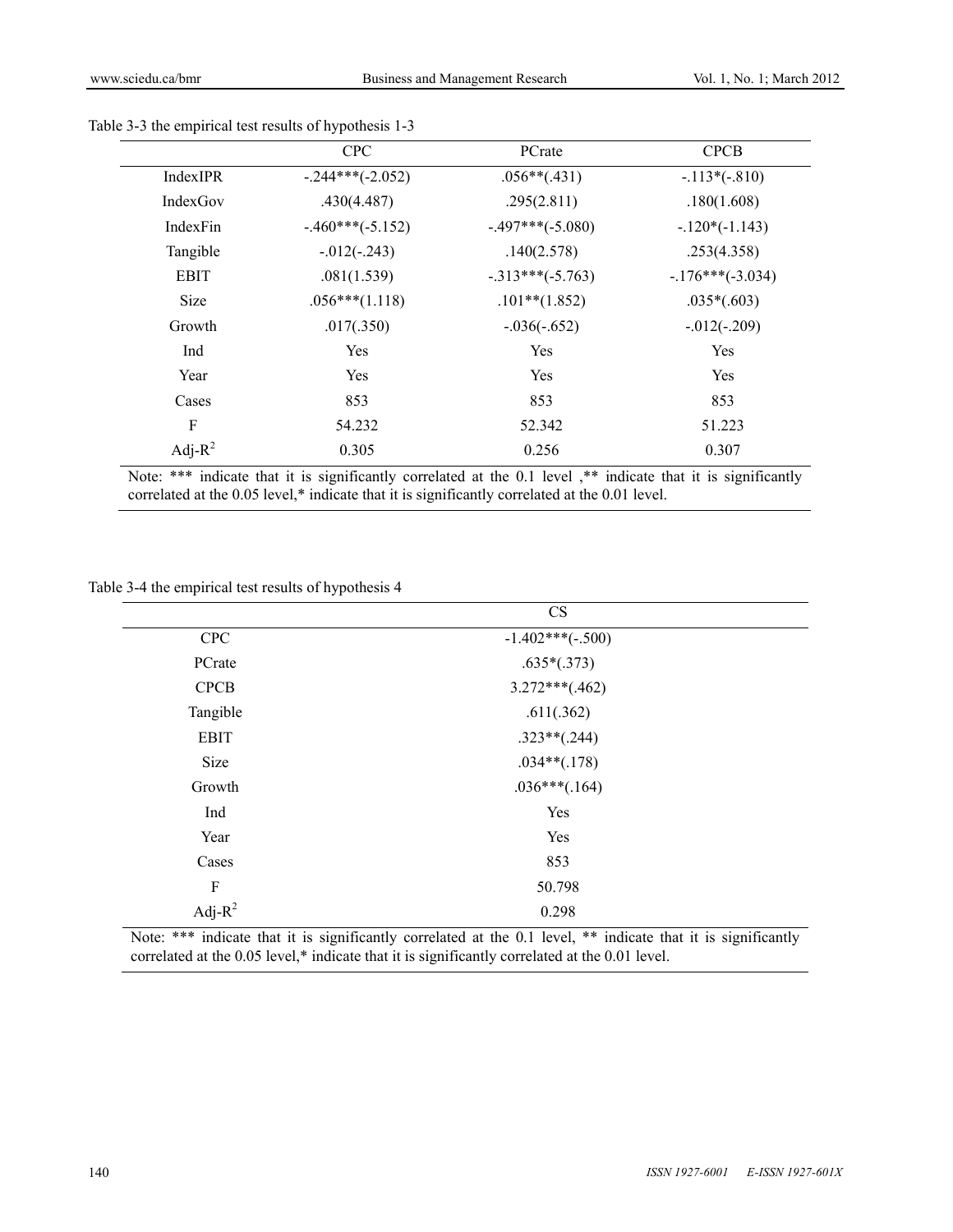Table 3-3 the empirical test results of hypothesis 1-3

| | CPC | PCrate | CPCB |
|---|---|---|---|
| IndexIPR | -.244***(-2.052) | .056**(.431) | -.113*(-.810) |
| IndexGov | .430(4.487) | .295(2.811) | .180(1.608) |
| IndexFin | -.460***(-5.152) | -.497***(-5.080) | -.120*(-1.143) |
| Tangible | -.012(-.243) | .140(2.578) | .253(4.358) |
| EBIT | .081(1.539) | -.313***(-5.763) | -.176***(-3.034) |
| Size | .056***(1.118) | .101**(1.852) | .035*(.603) |
| Growth | .017(.350) | -.036(-.652) | -.012(-.209) |
| Ind | Yes | Yes | Yes |
| Year | Yes | Yes | Yes |
| Cases | 853 | 853 | 853 |
| F | 54.232 | 52.342 | 51.223 |
| Adj-$R^2$ | 0.305 | 0.256 | 0.307 |

Note: *** indicate that it is significantly correlated at the 0.1 level ,** indicate that it is significantly correlated at the 0.05 level,* indicate that it is significantly correlated at the 0.01 level.

Table 3-4 the empirical test results of hypothesis 4

| | CS |
|---|---|
| CPC | -1.402***(-.500) |
| PCrate | .635*(.373) |
| CPCB | 3.272***(.462) |
| Tangible | .611(.362) |
| EBIT | .323**(.244) |
| Size | .034**(.178) |
| Growth | .036***(.164) |
| Ind | Yes |
| Year | Yes |
| Cases | 853 |
| F | 50.798 |
| Adj-$R^2$ | 0.298 |

Note: *** indicate that it is significantly correlated at the 0.1 level, ** indicate that it is significantly correlated at the 0.05 level,* indicate that it is significantly correlated at the 0.01 level.